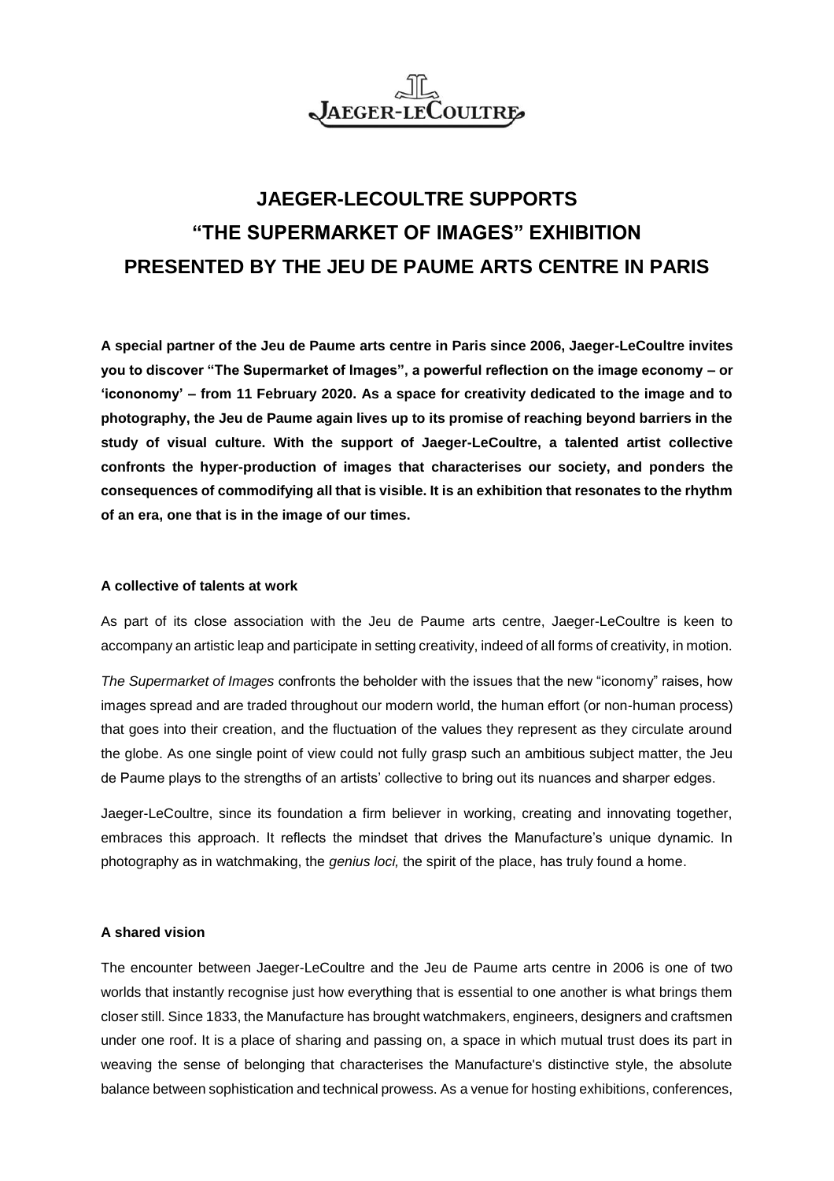JAEGER-LECOULTRE

# JAEGER-LECOULTRE SUPPORTS "THE SUPERMARKET OF IMAGES" EXHIBITION PRESENTED BY THE JEU DE PAUME ARTS CENTRE IN PARIS

**A special partner of the Jeu de Paume arts centre in Paris since 2006, Jaeger-LeCoultre invites you to discover "The Supermarket of Images", a powerful reflection on the image economy – or 'icononomy' – from 11 February 2020. As a space for creativity dedicated to the image and to photography, the Jeu de Paume again lives up to its promise of reaching beyond barriers in the study of visual culture. With the support of Jaeger-LeCoultre, a talented artist collective confronts the hyper-production of images that characterises our society, and ponders the consequences of commodifying all that is visible. It is an exhibition that resonates to the rhythm of an era, one that is in the image of our times.**

### A collective of talents at work

As part of its close association with the Jeu de Paume arts centre, Jaeger-LeCoultre is keen to accompany an artistic leap and participate in setting creativity, indeed of all forms of creativity, in motion.

*The Supermarket of Images* confronts the beholder with the issues that the new "iconomy" raises, how images spread and are traded throughout our modern world, the human effort (or non-human process) that goes into their creation, and the fluctuation of the values they represent as they circulate around the globe. As one single point of view could not fully grasp such an ambitious subject matter, the Jeu de Paume plays to the strengths of an artists' collective to bring out its nuances and sharper edges.

Jaeger-LeCoultre, since its foundation a firm believer in working, creating and innovating together, embraces this approach. It reflects the mindset that drives the Manufacture's unique dynamic. In photography as in watchmaking, the *genius loci,* the spirit of the place, has truly found a home.

### A shared vision

The encounter between Jaeger-LeCoultre and the Jeu de Paume arts centre in 2006 is one of two worlds that instantly recognise just how everything that is essential to one another is what brings them closer still. Since 1833, the Manufacture has brought watchmakers, engineers, designers and craftsmen under one roof. It is a place of sharing and passing on, a space in which mutual trust does its part in weaving the sense of belonging that characterises the Manufacture's distinctive style, the absolute balance between sophistication and technical prowess. As a venue for hosting exhibitions, conferences,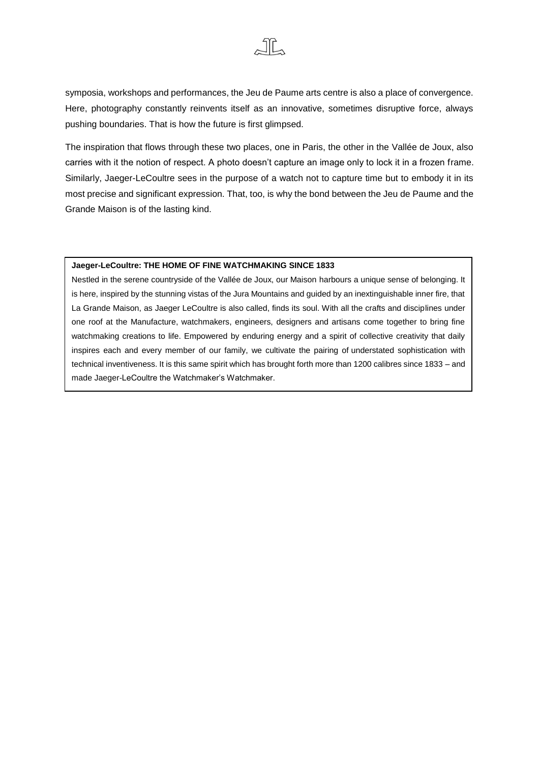symposia, workshops and performances, the Jeu de Paume arts centre is also a place of convergence. Here, photography constantly reinvents itself as an innovative, sometimes disruptive force, always pushing boundaries. That is how the future is first glimpsed.

The inspiration that flows through these two places, one in Paris, the other in the Vallée de Joux, also carries with it the notion of respect. A photo doesn't capture an image only to lock it in a frozen frame. Similarly, Jaeger-LeCoultre sees in the purpose of a watch not to capture time but to embody it in its most precise and significant expression. That, too, is why the bond between the Jeu de Paume and the Grande Maison is of the lasting kind.

**Jaeger-LeCoultre: THE HOME OF FINE WATCHMAKING SINCE 1833**

Nestled in the serene countryside of the Vallée de Joux, our Maison harbours a unique sense of belonging. It is here, inspired by the stunning vistas of the Jura Mountains and guided by an inextinguishable inner fire, that La Grande Maison, as Jaeger LeCoultre is also called, finds its soul. With all the crafts and disciplines under one roof at the Manufacture, watchmakers, engineers, designers and artisans come together to bring fine watchmaking creations to life. Empowered by enduring energy and a spirit of collective creativity that daily inspires each and every member of our family, we cultivate the pairing of understated sophistication with technical inventiveness. It is this same spirit which has brought forth more than 1200 calibres since 1833 – and made Jaeger-LeCoultre the Watchmaker's Watchmaker.